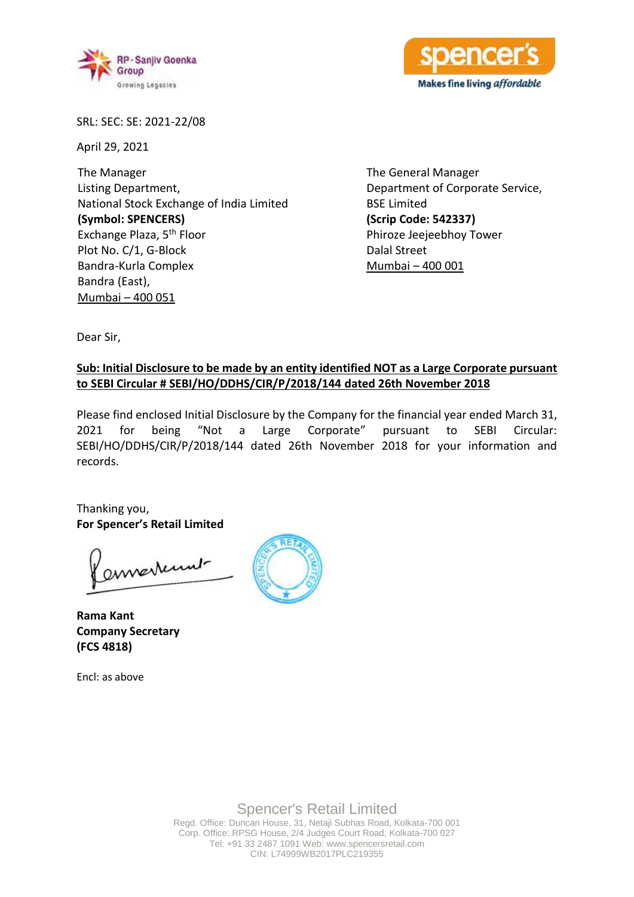SRL: SEC: SE: 2021-22/08

April 29, 2021

The Manager
Listing Department,
National Stock Exchange of India Limited
**(Symbol: SPENCERS)**
Exchange Plaza, 5th Floor
Plot No. C/1, G-Block
Bandra-Kurla Complex
Bandra (East),
Mumbai – 400 051

The General Manager
Department of Corporate Service,
BSE Limited
**(Scrip Code: 542337)**
Phiroze Jeejeebhoy Tower
Dalal Street
Mumbai – 400 001

Dear Sir,

**Sub: Initial Disclosure to be made by an entity identified NOT as a Large Corporate pursuant to SEBI Circular # SEBI/HO/DDHS/CIR/P/2018/144 dated 26th November 2018**

Please find enclosed Initial Disclosure by the Company for the financial year ended March 31, 2021 for being "Not a Large Corporate" pursuant to SEBI Circular: SEBI/HO/DDHS/CIR/P/2018/144 dated 26th November 2018 for your information and records.

Thanking you,
**For Spencer's Retail Limited**

**Rama Kant**
**Company Secretary**
**(FCS 4818)**

Encl: as above

Spencer's Retail Limited
Regd. Office: Duncan House, 31, Netaji Subhas Road, Kolkata-700 001
Corp. Office: RPSG House, 2/4 Judges Court Road, Kolkata-700 027
Tel: +91 33 2487 1091 Web: www.spencersretail.com
CIN: L74999WB2017PLC219355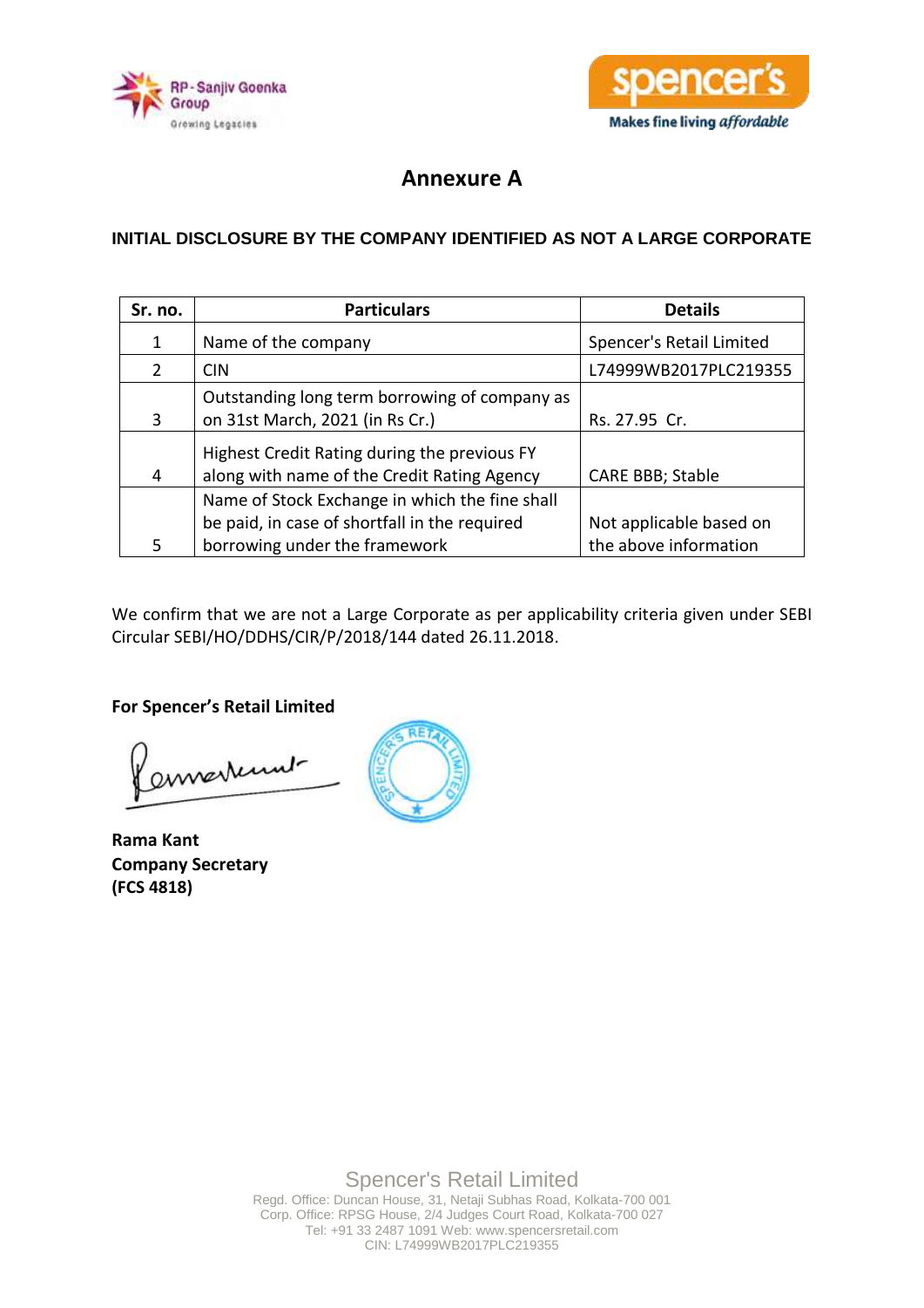# Annexure A

**INITIAL DISCLOSURE BY THE COMPANY IDENTIFIED AS NOT A LARGE CORPORATE**

| Sr. no. | Particulars | Details |
|---|---|---|
| 1 | Name of the company | Spencer's Retail Limited |
| 2 | CIN | L74999WB2017PLC219355 |
| 3 | Outstanding long term borrowing of company as on 31st March, 2021 (in Rs Cr.) | Rs. 27.95 Cr. |
| 4 | Highest Credit Rating during the previous FY along with name of the Credit Rating Agency | CARE BBB; Stable |
| 5 | Name of Stock Exchange in which the fine shall be paid, in case of shortfall in the required borrowing under the framework | Not applicable based on the above information |

We confirm that we are not a Large Corporate as per applicability criteria given under SEBI Circular SEBI/HO/DDHS/CIR/P/2018/144 dated 26.11.2018.

**For Spencer's Retail Limited**

**Rama Kant**
**Company Secretary**
**(FCS 4818)**